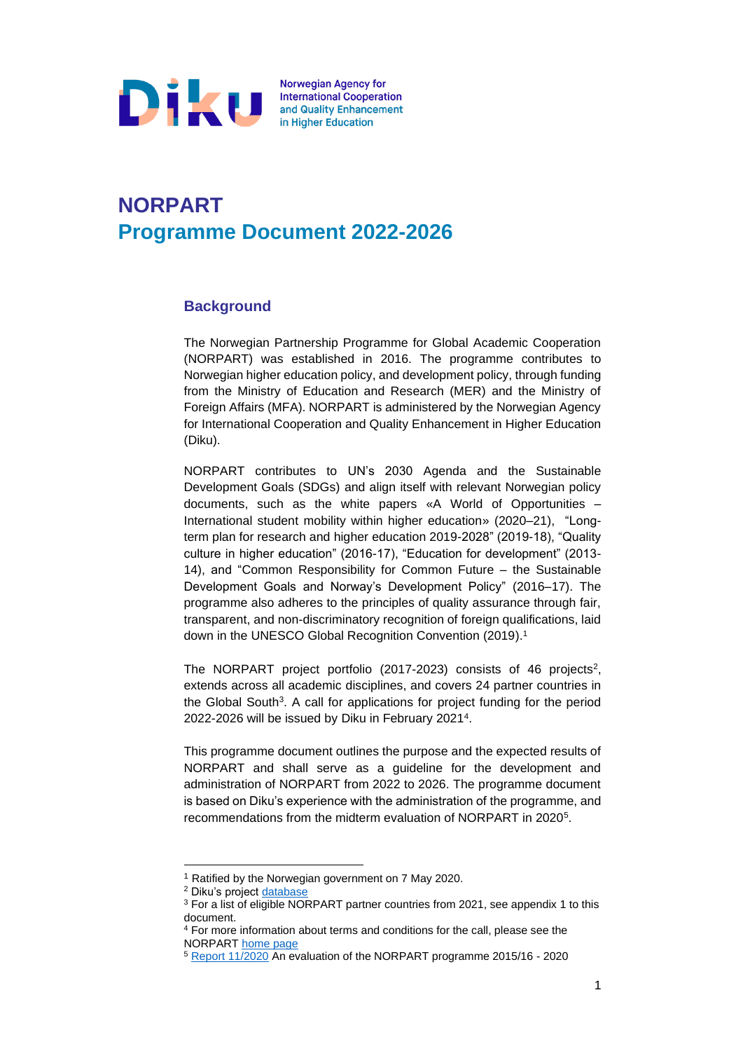Diku — Norwegian Agency for International Cooperation and Quality Enhancement in Higher Education

# NORPART
# Programme Document 2022-2026

## Background

The Norwegian Partnership Programme for Global Academic Cooperation (NORPART) was established in 2016. The programme contributes to Norwegian higher education policy, and development policy, through funding from the Ministry of Education and Research (MER) and the Ministry of Foreign Affairs (MFA). NORPART is administered by the Norwegian Agency for International Cooperation and Quality Enhancement in Higher Education (Diku).

NORPART contributes to UN's 2030 Agenda and the Sustainable Development Goals (SDGs) and align itself with relevant Norwegian policy documents, such as the white papers «A World of Opportunities – International student mobility within higher education» (2020–21), "Long-term plan for research and higher education 2019-2028" (2019-18), "Quality culture in higher education" (2016-17), "Education for development" (2013-14), and "Common Responsibility for Common Future – the Sustainable Development Goals and Norway's Development Policy" (2016–17). The programme also adheres to the principles of quality assurance through fair, transparent, and non-discriminatory recognition of foreign qualifications, laid down in the UNESCO Global Recognition Convention (2019).[1]

The NORPART project portfolio (2017-2023) consists of 46 projects[2], extends across all academic disciplines, and covers 24 partner countries in the Global South[3]. A call for applications for project funding for the period 2022-2026 will be issued by Diku in February 2021[4].

This programme document outlines the purpose and the expected results of NORPART and shall serve as a guideline for the development and administration of NORPART from 2022 to 2026. The programme document is based on Diku's experience with the administration of the programme, and recommendations from the midterm evaluation of NORPART in 2020[5].

---

[1] Ratified by the Norwegian government on 7 May 2020.

[2] Diku's project database

[3] For a list of eligible NORPART partner countries from 2021, see appendix 1 to this document.

[4] For more information about terms and conditions for the call, please see the NORPART home page

[5] Report 11/2020 An evaluation of the NORPART programme 2015/16 - 2020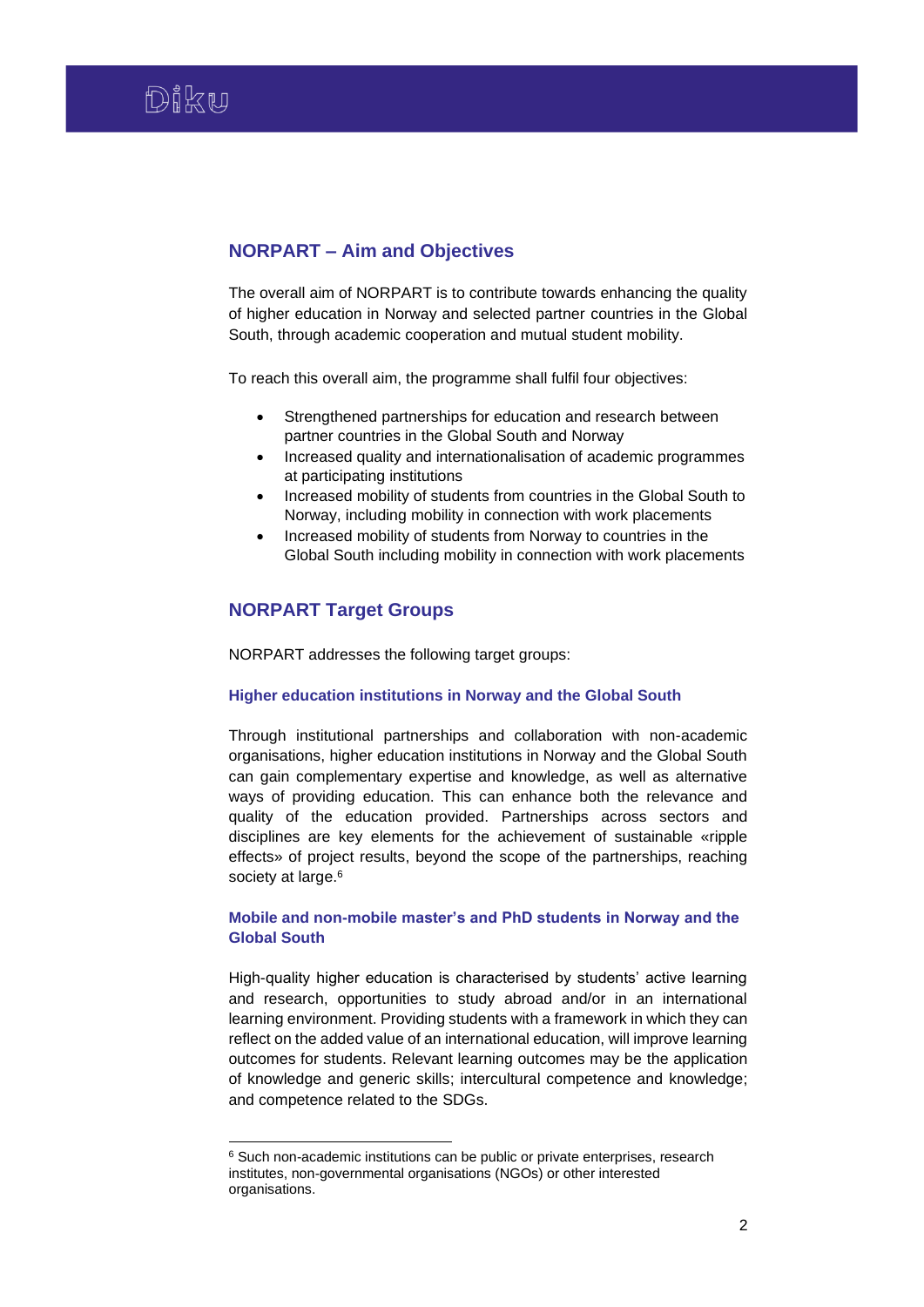## NORPART – Aim and Objectives

The overall aim of NORPART is to contribute towards enhancing the quality of higher education in Norway and selected partner countries in the Global South, through academic cooperation and mutual student mobility.

To reach this overall aim, the programme shall fulfil four objectives:

- Strengthened partnerships for education and research between partner countries in the Global South and Norway
- Increased quality and internationalisation of academic programmes at participating institutions
- Increased mobility of students from countries in the Global South to Norway, including mobility in connection with work placements
- Increased mobility of students from Norway to countries in the Global South including mobility in connection with work placements

## NORPART Target Groups

NORPART addresses the following target groups:

### Higher education institutions in Norway and the Global South

Through institutional partnerships and collaboration with non-academic organisations, higher education institutions in Norway and the Global South can gain complementary expertise and knowledge, as well as alternative ways of providing education. This can enhance both the relevance and quality of the education provided. Partnerships across sectors and disciplines are key elements for the achievement of sustainable «ripple effects» of project results, beyond the scope of the partnerships, reaching society at large.[6]

### Mobile and non-mobile master's and PhD students in Norway and the Global South

High-quality higher education is characterised by students' active learning and research, opportunities to study abroad and/or in an international learning environment. Providing students with a framework in which they can reflect on the added value of an international education, will improve learning outcomes for students. Relevant learning outcomes may be the application of knowledge and generic skills; intercultural competence and knowledge; and competence related to the SDGs.

[6] Such non-academic institutions can be public or private enterprises, research institutes, non-governmental organisations (NGOs) or other interested organisations.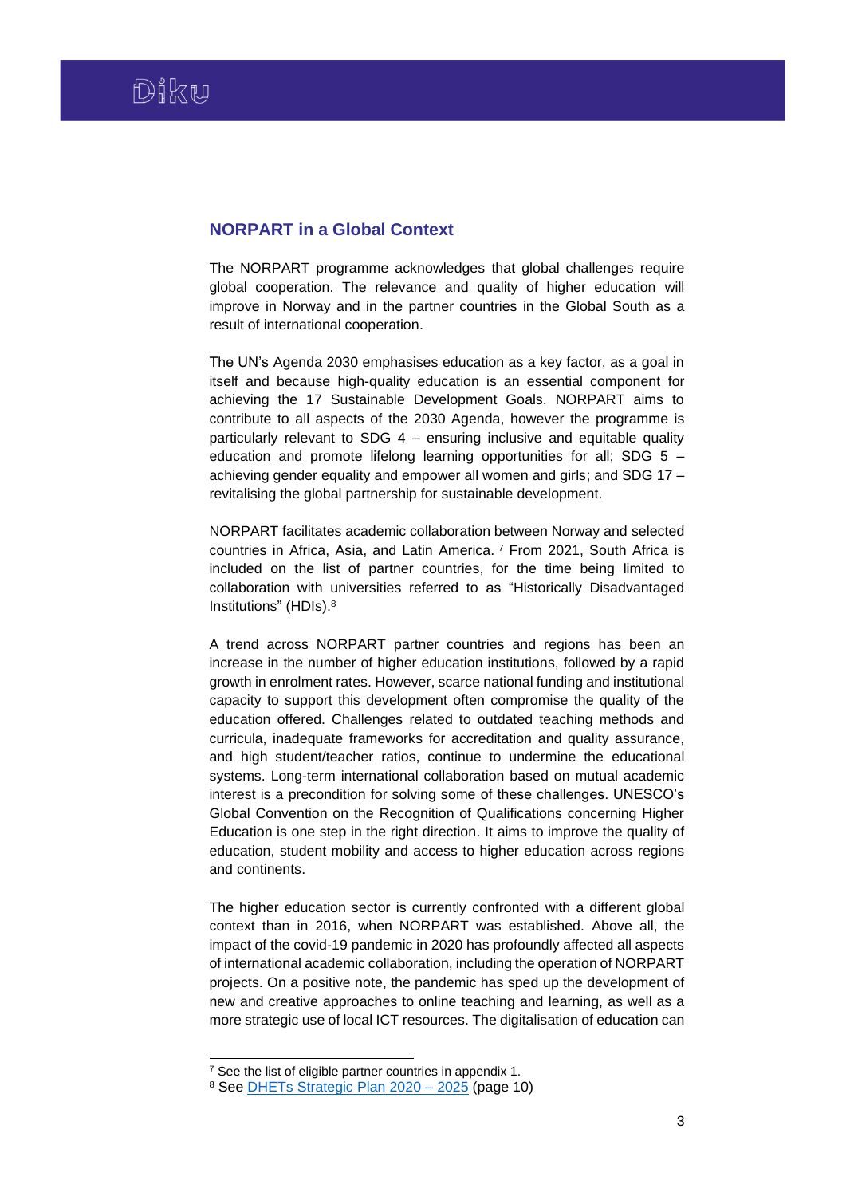## NORPART in a Global Context

The NORPART programme acknowledges that global challenges require global cooperation. The relevance and quality of higher education will improve in Norway and in the partner countries in the Global South as a result of international cooperation.

The UN's Agenda 2030 emphasises education as a key factor, as a goal in itself and because high-quality education is an essential component for achieving the 17 Sustainable Development Goals. NORPART aims to contribute to all aspects of the 2030 Agenda, however the programme is particularly relevant to SDG 4 – ensuring inclusive and equitable quality education and promote lifelong learning opportunities for all; SDG 5 – achieving gender equality and empower all women and girls; and SDG 17 – revitalising the global partnership for sustainable development.

NORPART facilitates academic collaboration between Norway and selected countries in Africa, Asia, and Latin America. [7] From 2021, South Africa is included on the list of partner countries, for the time being limited to collaboration with universities referred to as "Historically Disadvantaged Institutions" (HDIs).[8]

A trend across NORPART partner countries and regions has been an increase in the number of higher education institutions, followed by a rapid growth in enrolment rates. However, scarce national funding and institutional capacity to support this development often compromise the quality of the education offered. Challenges related to outdated teaching methods and curricula, inadequate frameworks for accreditation and quality assurance, and high student/teacher ratios, continue to undermine the educational systems. Long-term international collaboration based on mutual academic interest is a precondition for solving some of these challenges. UNESCO's Global Convention on the Recognition of Qualifications concerning Higher Education is one step in the right direction. It aims to improve the quality of education, student mobility and access to higher education across regions and continents.

The higher education sector is currently confronted with a different global context than in 2016, when NORPART was established. Above all, the impact of the covid-19 pandemic in 2020 has profoundly affected all aspects of international academic collaboration, including the operation of NORPART projects. On a positive note, the pandemic has sped up the development of new and creative approaches to online teaching and learning, as well as a more strategic use of local ICT resources. The digitalisation of education can

---

[7] See the list of eligible partner countries in appendix 1.

[8] See DHETs Strategic Plan 2020 – 2025 (page 10)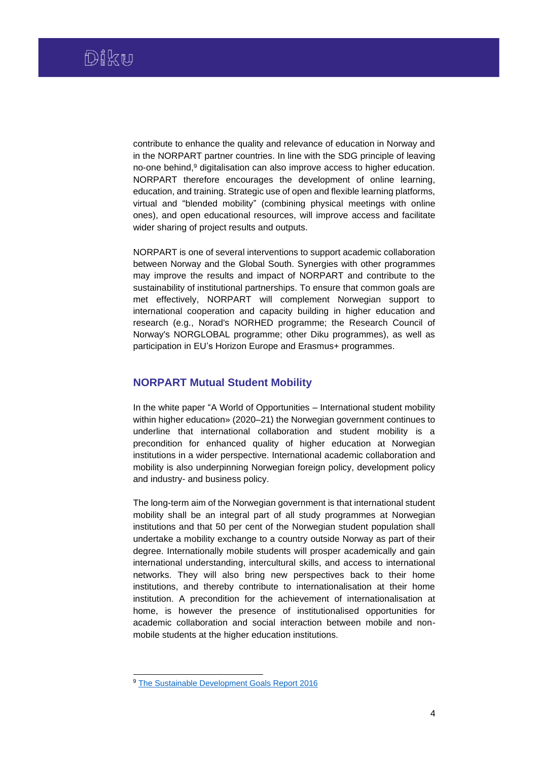contribute to enhance the quality and relevance of education in Norway and in the NORPART partner countries. In line with the SDG principle of leaving no-one behind,[9] digitalisation can also improve access to higher education. NORPART therefore encourages the development of online learning, education, and training. Strategic use of open and flexible learning platforms, virtual and "blended mobility" (combining physical meetings with online ones), and open educational resources, will improve access and facilitate wider sharing of project results and outputs.

NORPART is one of several interventions to support academic collaboration between Norway and the Global South. Synergies with other programmes may improve the results and impact of NORPART and contribute to the sustainability of institutional partnerships. To ensure that common goals are met effectively, NORPART will complement Norwegian support to international cooperation and capacity building in higher education and research (e.g., Norad's NORHED programme; the Research Council of Norway's NORGLOBAL programme; other Diku programmes), as well as participation in EU's Horizon Europe and Erasmus+ programmes.

## NORPART Mutual Student Mobility

In the white paper "A World of Opportunities – International student mobility within higher education» (2020–21) the Norwegian government continues to underline that international collaboration and student mobility is a precondition for enhanced quality of higher education at Norwegian institutions in a wider perspective. International academic collaboration and mobility is also underpinning Norwegian foreign policy, development policy and industry- and business policy.

The long-term aim of the Norwegian government is that international student mobility shall be an integral part of all study programmes at Norwegian institutions and that 50 per cent of the Norwegian student population shall undertake a mobility exchange to a country outside Norway as part of their degree. Internationally mobile students will prosper academically and gain international understanding, intercultural skills, and access to international networks. They will also bring new perspectives back to their home institutions, and thereby contribute to internationalisation at their home institution. A precondition for the achievement of internationalisation at home, is however the presence of institutionalised opportunities for academic collaboration and social interaction between mobile and non-mobile students at the higher education institutions.

[9] The Sustainable Development Goals Report 2016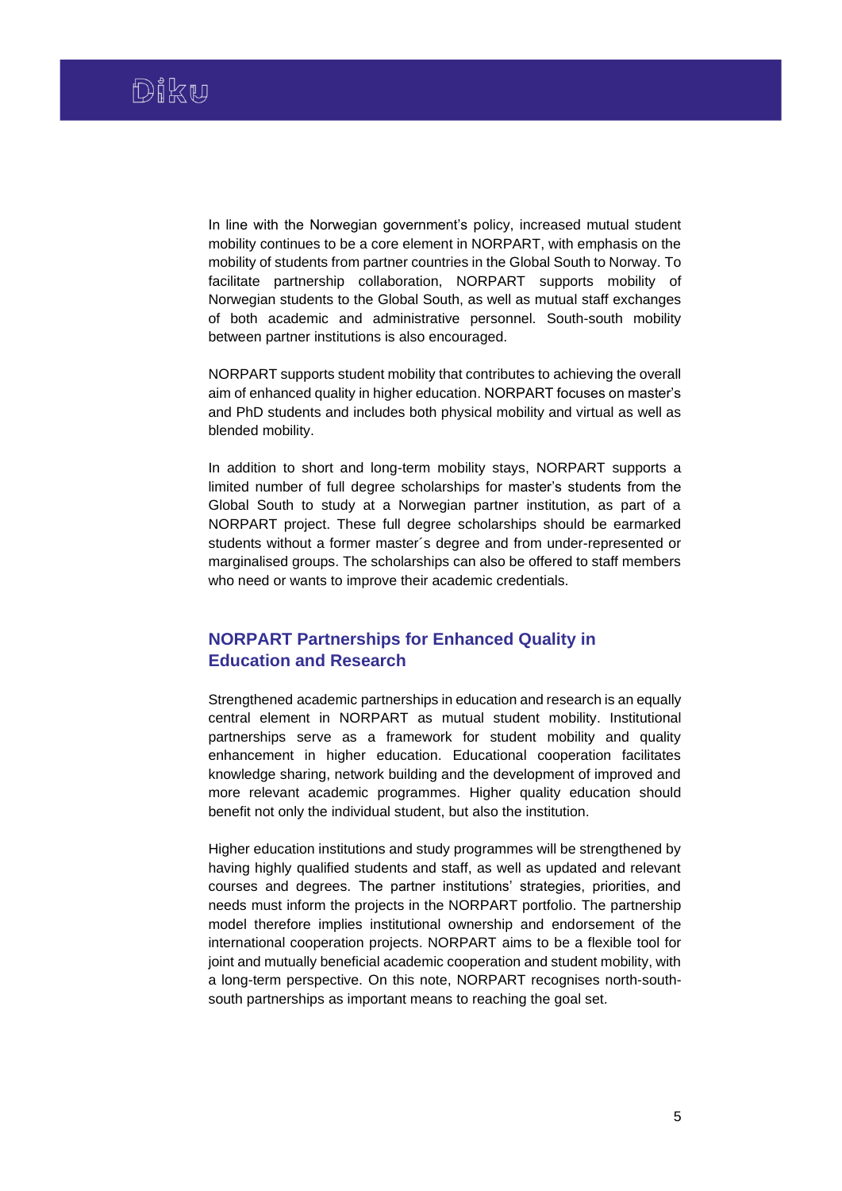In line with the Norwegian government's policy, increased mutual student mobility continues to be a core element in NORPART, with emphasis on the mobility of students from partner countries in the Global South to Norway. To facilitate partnership collaboration, NORPART supports mobility of Norwegian students to the Global South, as well as mutual staff exchanges of both academic and administrative personnel. South-south mobility between partner institutions is also encouraged.

NORPART supports student mobility that contributes to achieving the overall aim of enhanced quality in higher education. NORPART focuses on master's and PhD students and includes both physical mobility and virtual as well as blended mobility.

In addition to short and long-term mobility stays, NORPART supports a limited number of full degree scholarships for master's students from the Global South to study at a Norwegian partner institution, as part of a NORPART project. These full degree scholarships should be earmarked students without a former master´s degree and from under-represented or marginalised groups. The scholarships can also be offered to staff members who need or wants to improve their academic credentials.

## NORPART Partnerships for Enhanced Quality in Education and Research

Strengthened academic partnerships in education and research is an equally central element in NORPART as mutual student mobility. Institutional partnerships serve as a framework for student mobility and quality enhancement in higher education. Educational cooperation facilitates knowledge sharing, network building and the development of improved and more relevant academic programmes. Higher quality education should benefit not only the individual student, but also the institution.

Higher education institutions and study programmes will be strengthened by having highly qualified students and staff, as well as updated and relevant courses and degrees. The partner institutions' strategies, priorities, and needs must inform the projects in the NORPART portfolio. The partnership model therefore implies institutional ownership and endorsement of the international cooperation projects. NORPART aims to be a flexible tool for joint and mutually beneficial academic cooperation and student mobility, with a long-term perspective. On this note, NORPART recognises north-south-south partnerships as important means to reaching the goal set.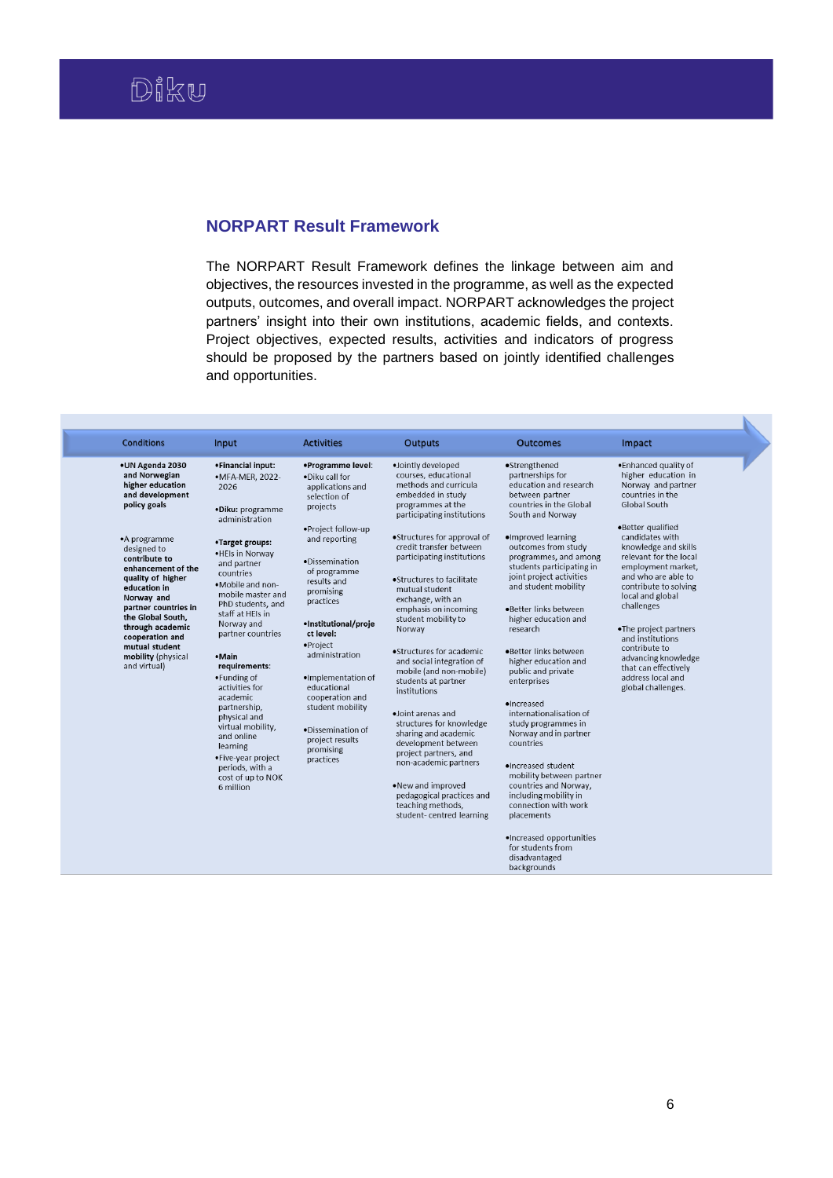## NORPART Result Framework

The NORPART Result Framework defines the linkage between aim and objectives, the resources invested in the programme, as well as the expected outputs, outcomes, and overall impact. NORPART acknowledges the project partners' insight into their own institutions, academic fields, and contexts. Project objectives, expected results, activities and indicators of progress should be proposed by the partners based on jointly identified challenges and opportunities.

| Conditions | Input | Activities | Outputs | Outcomes | Impact |
|---|---|---|---|---|---|
| •**UN Agenda 2030 and Norwegian higher education and development policy goals**<br><br>•A programme designed to **contribute to enhancement of the quality of higher education in Norway and partner countries in the Global South, through academic cooperation and mutual student mobility** (physical and virtual) | •**Financial input:**<br>•MFA-MER, 2022-2026<br><br>•**Diku:** programme administration<br><br>•**Target groups:**<br>•HEIs in Norway and partner countries<br>•Mobile and non-mobile master and PhD students, and staff at HEIs in Norway and partner countries<br><br>•**Main requirements**:<br>•Funding of activities for academic partnership, physical and virtual mobility, and online learning<br>•Five-year project periods, with a cost of up to NOK 6 million | •**Programme level**:<br>•Diku call for applications and selection of projects<br><br>•Project follow-up and reporting<br><br>•Dissemination of programme results and promising practices<br><br>•**Institutional/project level:**<br>•Project administration<br><br>•Implementation of educational cooperation and student mobility<br><br>•Dissemination of project results promising practices | •Jointly developed courses, educational methods and curricula embedded in study programmes at the participating institutions<br><br>•Structures for approval of credit transfer between participating institutions<br><br>•Structures to facilitate mutual student exchange, with an emphasis on incoming student mobility to Norway<br><br>•Structures for academic and social integration of mobile (and non-mobile) students at partner institutions<br><br>•Joint arenas and structures for knowledge sharing and academic development between project partners, and non-academic partners<br><br>•New and improved pedagogical practices and teaching methods, student- centred learning | •Strengthened partnerships for education and research between partner countries in the Global South and Norway<br><br>•Improved learning outcomes from study programmes, and among students participating in joint project activities and student mobility<br><br>•Better links between higher education and research<br><br>•Better links between higher education and public and private enterprises<br><br>•Increased internationalisation of study programmes in Norway and in partner countries<br><br>•Increased student mobility between partner countries and Norway, including mobility in connection with work placements<br><br>•Increased opportunities for students from disadvantaged backgrounds | •Enhanced quality of higher education in Norway and partner countries in the Global South<br><br>•Better qualified candidates with knowledge and skills relevant for the local employment market, and who are able to contribute to solving local and global challenges<br><br>•The project partners and institutions contribute to advancing knowledge that can effectively address local and global challenges. |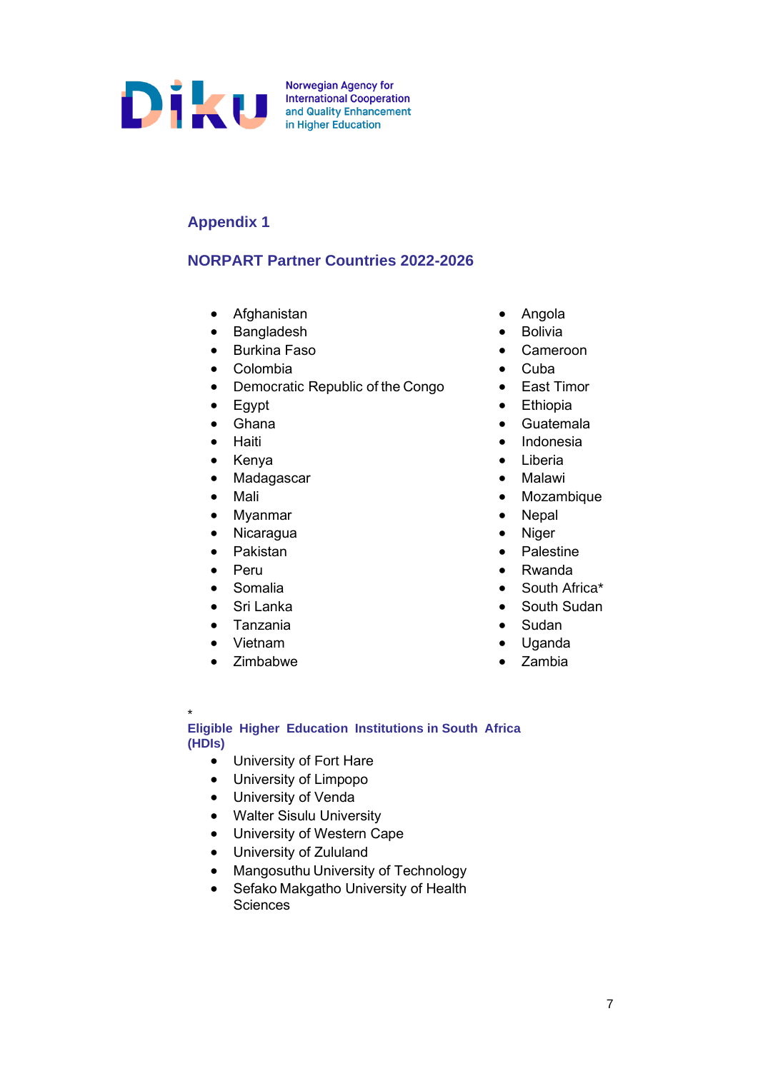Norwegian Agency for International Cooperation and Quality Enhancement in Higher Education

## Appendix 1

## NORPART Partner Countries 2022-2026

- Afghanistan
- Bangladesh
- Burkina Faso
- Colombia
- Democratic Republic of the Congo
- Egypt
- Ghana
- Haiti
- Kenya
- Madagascar
- Mali
- Myanmar
- Nicaragua
- Pakistan
- Peru
- Somalia
- Sri Lanka
- Tanzania
- Vietnam
- Zimbabwe
- Angola
- Bolivia
- Cameroon
- Cuba
- East Timor
- Ethiopia
- Guatemala
- Indonesia
- Liberia
- Malawi
- Mozambique
- Nepal
- Niger
- Palestine
- Rwanda
- South Africa*
- South Sudan
- Sudan
- Uganda
- Zambia

*

**Eligible Higher Education Institutions in South Africa (HDIs)**

- University of Fort Hare
- University of Limpopo
- University of Venda
- Walter Sisulu University
- University of Western Cape
- University of Zululand
- Mangosuthu University of Technology
- Sefako Makgatho University of Health Sciences